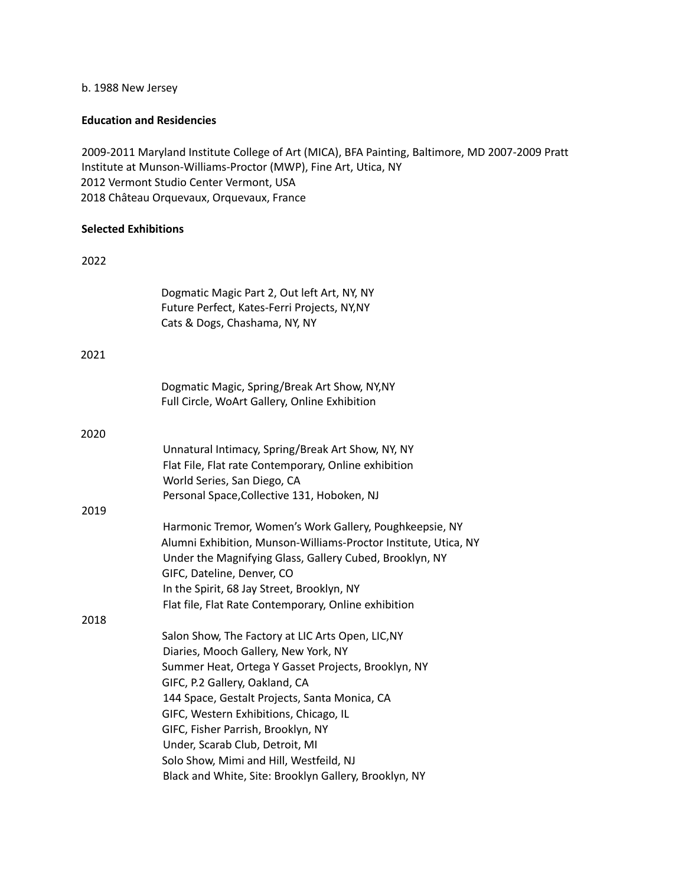b. 1988 New Jersey

**Education and Residencies**

2009-2011 Maryland Institute College of Art (MICA), BFA Painting, Baltimore, MD 2007-2009 Pratt Institute at Munson-Williams-Proctor (MWP), Fine Art, Utica, NY
2012 Vermont Studio Center Vermont, USA
2018 Château Orquevaux, Orquevaux, France

**Selected Exhibitions**

2022

Dogmatic Magic Part 2, Out left Art, NY, NY
Future Perfect, Kates-Ferri Projects, NY,NY
Cats & Dogs, Chashama, NY, NY

2021

Dogmatic Magic, Spring/Break Art Show, NY,NY
Full Circle, WoArt Gallery, Online Exhibition

2020

Unnatural Intimacy, Spring/Break Art Show, NY, NY
Flat File, Flat rate Contemporary, Online exhibition
World Series, San Diego, CA
Personal Space,Collective 131, Hoboken, NJ

2019

Harmonic Tremor, Women's Work Gallery, Poughkeepsie, NY
Alumni Exhibition, Munson-Williams-Proctor Institute, Utica, NY
Under the Magnifying Glass, Gallery Cubed, Brooklyn, NY
GIFC, Dateline, Denver, CO
In the Spirit, 68 Jay Street, Brooklyn, NY
Flat file, Flat Rate Contemporary, Online exhibition

2018

Salon Show, The Factory at LIC Arts Open, LIC,NY
Diaries, Mooch Gallery, New York, NY
Summer Heat, Ortega Y Gasset Projects, Brooklyn, NY
GIFC, P.2 Gallery, Oakland, CA
144 Space, Gestalt Projects, Santa Monica, CA
GIFC, Western Exhibitions, Chicago, IL
GIFC, Fisher Parrish, Brooklyn, NY
Under, Scarab Club, Detroit, MI
Solo Show, Mimi and Hill, Westfeild, NJ
Black and White, Site: Brooklyn Gallery, Brooklyn, NY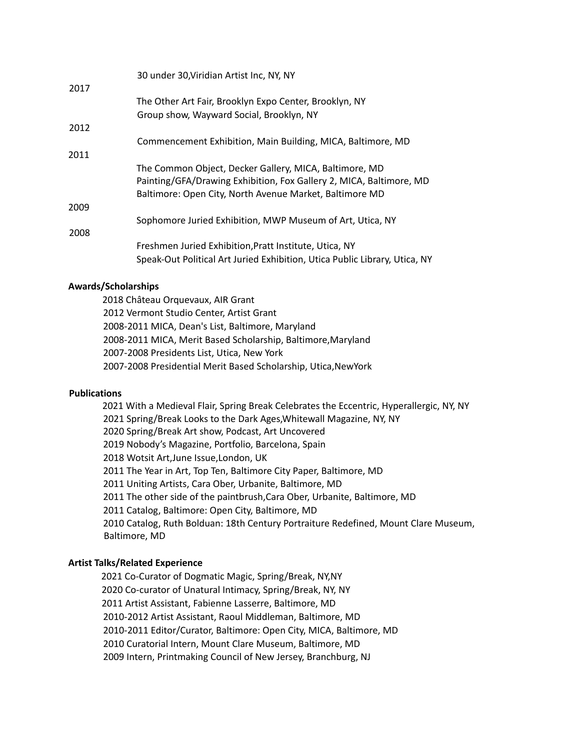30 under 30,Viridian Artist Inc, NY, NY

2017

The Other Art Fair, Brooklyn Expo Center, Brooklyn, NY
Group show, Wayward Social, Brooklyn, NY

2012

Commencement Exhibition, Main Building, MICA, Baltimore, MD

2011

The Common Object, Decker Gallery, MICA, Baltimore, MD
Painting/GFA/Drawing Exhibition, Fox Gallery 2, MICA, Baltimore, MD
Baltimore: Open City, North Avenue Market, Baltimore MD

2009

Sophomore Juried Exhibition, MWP Museum of Art, Utica, NY

2008

Freshmen Juried Exhibition,Pratt Institute, Utica, NY
Speak-Out Political Art Juried Exhibition, Utica Public Library, Utica, NY

**Awards/Scholarships**

2018 Château Orquevaux, AIR Grant
2012 Vermont Studio Center, Artist Grant
2008-2011 MICA, Dean's List, Baltimore, Maryland
2008-2011 MICA, Merit Based Scholarship, Baltimore,Maryland
2007-2008 Presidents List, Utica, New York
2007-2008 Presidential Merit Based Scholarship, Utica,NewYork

**Publications**

2021 With a Medieval Flair, Spring Break Celebrates the Eccentric, Hyperallergic, NY, NY
2021 Spring/Break Looks to the Dark Ages,Whitewall Magazine, NY, NY
2020 Spring/Break Art show, Podcast, Art Uncovered
2019 Nobody's Magazine, Portfolio, Barcelona, Spain
2018 Wotsit Art,June Issue,London, UK
2011 The Year in Art, Top Ten, Baltimore City Paper, Baltimore, MD
2011 Uniting Artists, Cara Ober, Urbanite, Baltimore, MD
2011 The other side of the paintbrush,Cara Ober, Urbanite, Baltimore, MD
2011 Catalog, Baltimore: Open City, Baltimore, MD
2010 Catalog, Ruth Bolduan: 18th Century Portraiture Redefined, Mount Clare Museum, Baltimore, MD

**Artist Talks/Related Experience**

2021 Co-Curator of Dogmatic Magic, Spring/Break, NY,NY
2020 Co-curator of Unatural Intimacy, Spring/Break, NY, NY
2011 Artist Assistant, Fabienne Lasserre, Baltimore, MD
2010-2012 Artist Assistant, Raoul Middleman, Baltimore, MD
2010-2011 Editor/Curator, Baltimore: Open City, MICA, Baltimore, MD
2010 Curatorial Intern, Mount Clare Museum, Baltimore, MD
2009 Intern, Printmaking Council of New Jersey, Branchburg, NJ